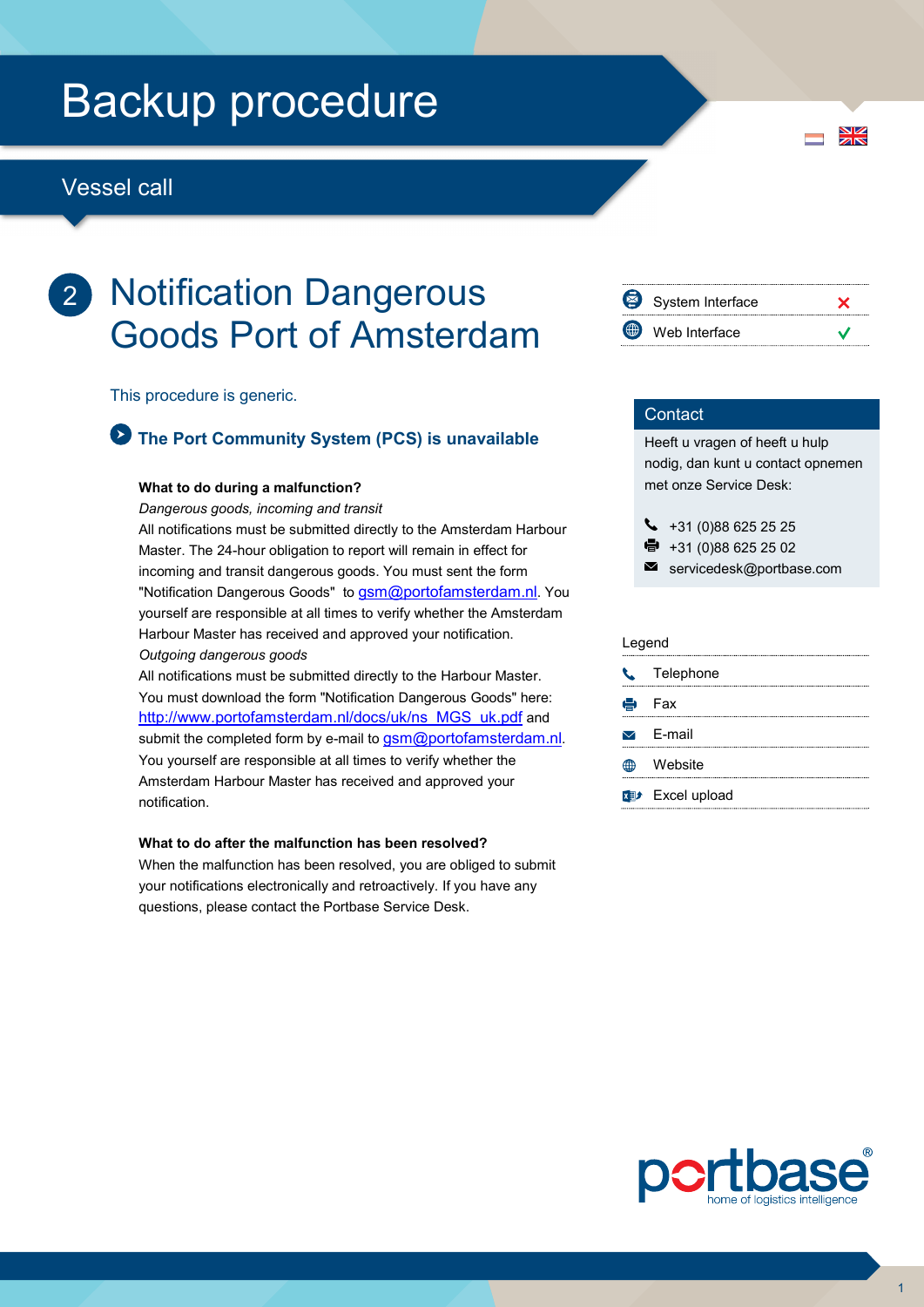# Backup procedure

## Vessel call

# 2 Notification Dangerous Goods Port of Amsterdam

| | |
|---|---|
| System Interface | ✗ |
| Web Interface | ✓ |

This procedure is generic.

### The Port Community System (PCS) is unavailable

**What to do during a malfunction?**

*Dangerous goods, incoming and transit*

All notifications must be submitted directly to the Amsterdam Harbour Master. The 24-hour obligation to report will remain in effect for incoming and transit dangerous goods. You must sent the form "Notification Dangerous Goods" to gsm@portofamsterdam.nl. You yourself are responsible at all times to verify whether the Amsterdam Harbour Master has received and approved your notification.

*Outgoing dangerous goods*

All notifications must be submitted directly to the Harbour Master. You must download the form "Notification Dangerous Goods" here: http://www.portofamsterdam.nl/docs/uk/ns_MGS_uk.pdf and submit the completed form by e-mail to gsm@portofamsterdam.nl. You yourself are responsible at all times to verify whether the Amsterdam Harbour Master has received and approved your notification.

**What to do after the malfunction has been resolved?**

When the malfunction has been resolved, you are obliged to submit your notifications electronically and retroactively. If you have any questions, please contact the Portbase Service Desk.

### Contact

Heeft u vragen of heeft u hulp nodig, dan kunt u contact opnemen met onze Service Desk:

- Telephone: +31 (0)88 625 25 25
- Fax: +31 (0)88 625 25 02
- E-mail: servicedesk@portbase.com

### Legend

- Telephone
- Fax
- E-mail
- Website
- Excel upload

portbase® home of logistics intelligence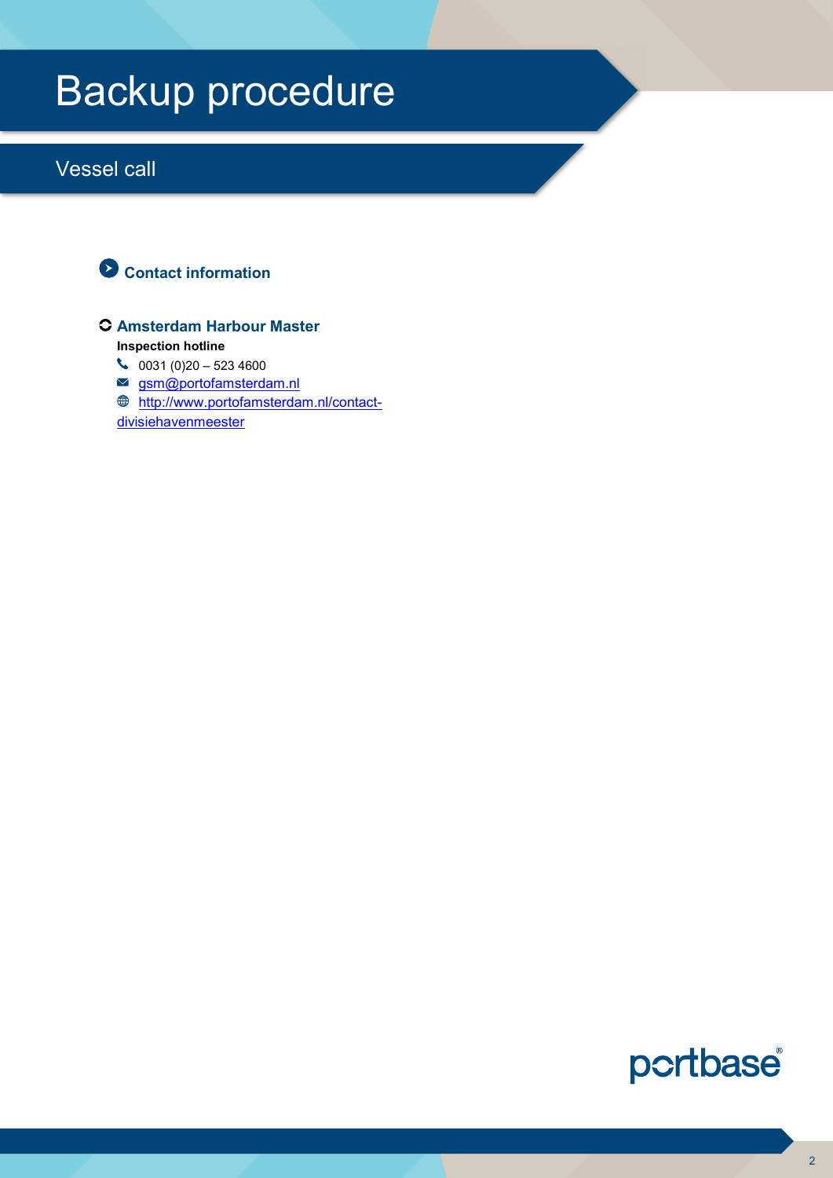# Backup procedure

## Vessel call

### Contact information

#### Amsterdam Harbour Master

**Inspection hotline**

- 0031 (0)20 – 523 4600
- gsm@portofamsterdam.nl
- http://www.portofamsterdam.nl/contact-divisiehavenmeester